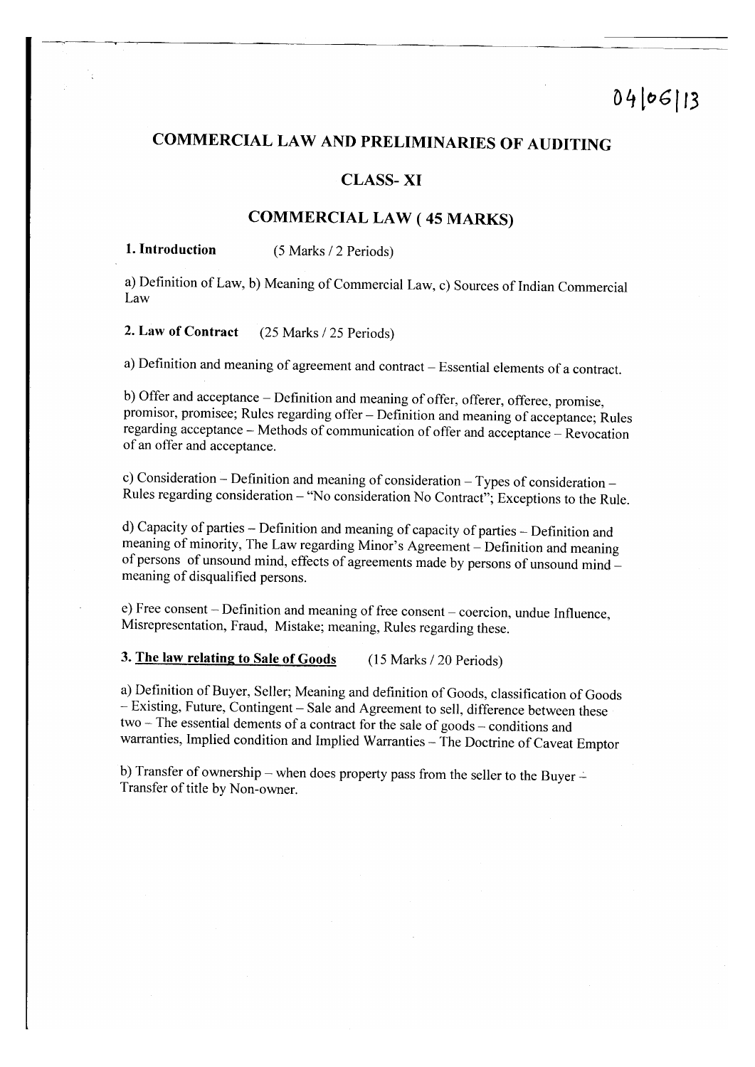04|06|13

# COMMERCIAL LAW AND PRELIMINARIES OF AUDITING

## CLASS- XI

## COMMERCIAL LAW ( 45 MARKS)

**1. Introduction** (5 Marks / 2 Periods)

a) Definition of Law, b) Meaning of Commercial Law, c) Sources of Indian Commercial Law

**2. Law of Contract** (25 Marks / 25 Periods)

a) Definition and meaning of agreement and contract – Essential elements of a contract.

b) Offer and acceptance – Definition and meaning of offer, offerer, offeree, promise, promisor, promisee; Rules regarding offer – Definition and meaning of acceptance; Rules regarding acceptance – Methods of communication of offer and acceptance – Revocation of an offer and acceptance.

c) Consideration – Definition and meaning of consideration – Types of consideration – Rules regarding consideration – "No consideration No Contract"; Exceptions to the Rule.

d) Capacity of parties – Definition and meaning of capacity of parties – Definition and meaning of minority, The Law regarding Minor's Agreement – Definition and meaning of persons of unsound mind, effects of agreements made by persons of unsound mind – meaning of disqualified persons.

e) Free consent – Definition and meaning of free consent – coercion, undue Influence, Misrepresentation, Fraud, Mistake; meaning, Rules regarding these.

**3. <u>The law relating to Sale of Goods</u>** (15 Marks / 20 Periods)

a) Definition of Buyer, Seller; Meaning and definition of Goods, classification of Goods – Existing, Future, Contingent – Sale and Agreement to sell, difference between these two – The essential dements of a contract for the sale of goods – conditions and warranties, Implied condition and Implied Warranties – The Doctrine of Caveat Emptor

b) Transfer of ownership – when does property pass from the seller to the Buyer – Transfer of title by Non-owner.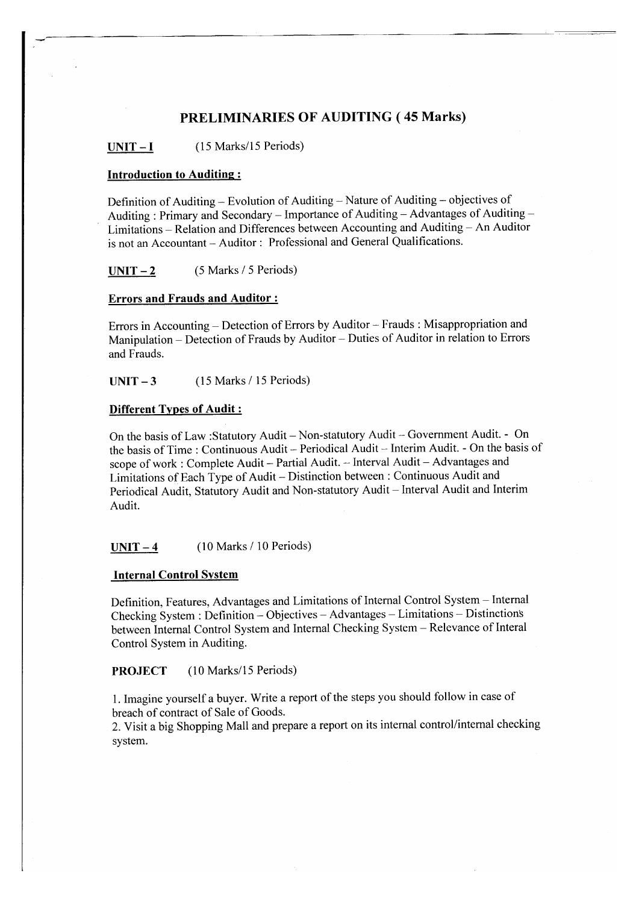# PRELIMINARIES OF AUDITING ( 45 Marks)

**UNIT – I** (15 Marks/15 Periods)

**Introduction to Auditing :**

Definition of Auditing – Evolution of Auditing – Nature of Auditing – objectives of Auditing : Primary and Secondary – Importance of Auditing – Advantages of Auditing – Limitations – Relation and Differences between Accounting and Auditing – An Auditor is not an Accountant – Auditor : Professional and General Qualifications.

**UNIT – 2** (5 Marks / 5 Periods)

**Errors and Frauds and Auditor :**

Errors in Accounting – Detection of Errors by Auditor – Frauds : Misappropriation and Manipulation – Detection of Frauds by Auditor – Duties of Auditor in relation to Errors and Frauds.

**UNIT – 3** (15 Marks / 15 Periods)

**Different Types of Audit :**

On the basis of Law :Statutory Audit – Non-statutory Audit – Government Audit. - On the basis of Time : Continuous Audit – Periodical Audit – Interim Audit. - On the basis of scope of work : Complete Audit – Partial Audit. – Interval Audit – Advantages and Limitations of Each Type of Audit – Distinction between : Continuous Audit and Periodical Audit, Statutory Audit and Non-statutory Audit – Interval Audit and Interim Audit.

**UNIT – 4** (10 Marks / 10 Periods)

**Internal Control System**

Definition, Features, Advantages and Limitations of Internal Control System – Internal Checking System : Definition – Objectives – Advantages – Limitations – Distinctions between Internal Control System and Internal Checking System – Relevance of Interal Control System in Auditing.

**PROJECT** (10 Marks/15 Periods)

1. Imagine yourself a buyer. Write a report of the steps you should follow in case of breach of contract of Sale of Goods.
2. Visit a big Shopping Mall and prepare a report on its internal control/internal checking system.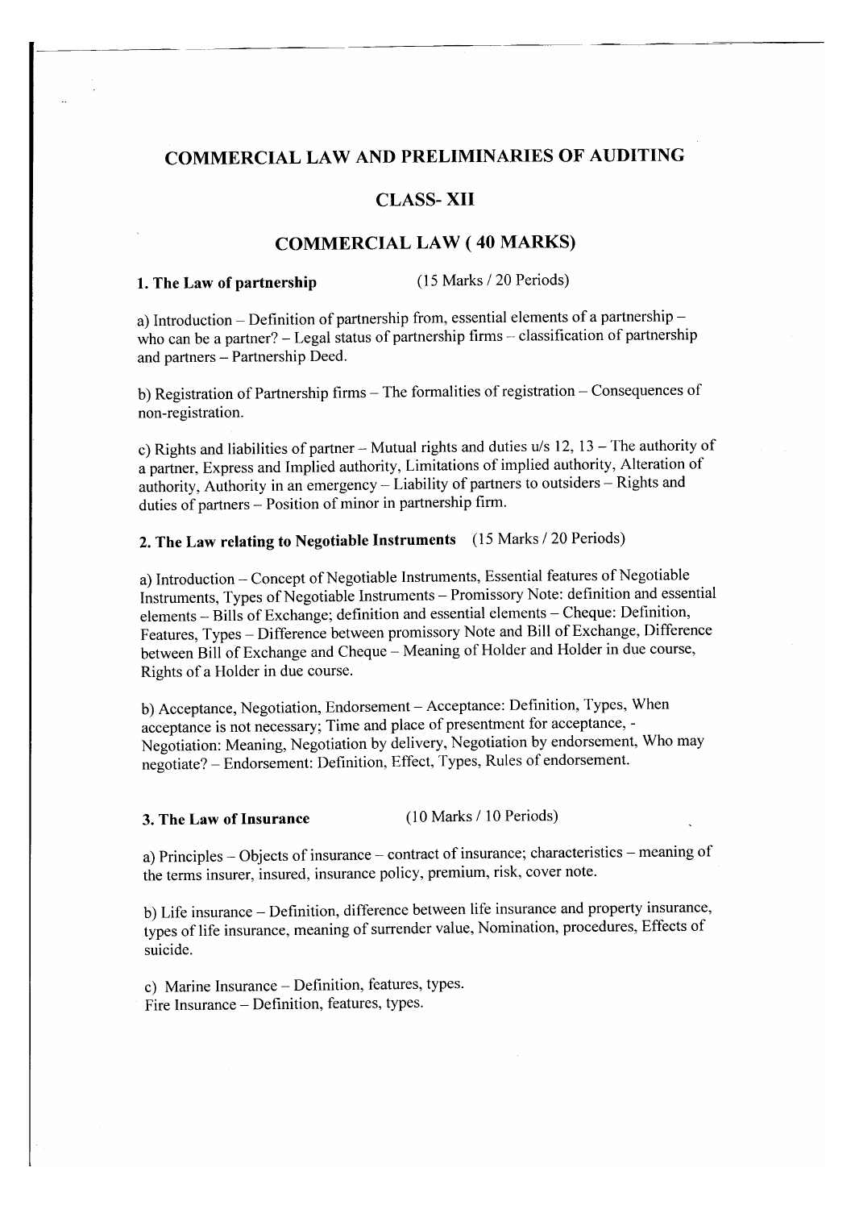# COMMERCIAL LAW AND PRELIMINARIES OF AUDITING

## CLASS- XII

## COMMERCIAL LAW ( 40 MARKS)

### 1. The Law of partnership (15 Marks / 20 Periods)

a) Introduction – Definition of partnership from, essential elements of a partnership – who can be a partner? – Legal status of partnership firms – classification of partnership and partners – Partnership Deed.

b) Registration of Partnership firms – The formalities of registration – Consequences of non-registration.

c) Rights and liabilities of partner – Mutual rights and duties u/s 12, 13 – The authority of a partner, Express and Implied authority, Limitations of implied authority, Alteration of authority, Authority in an emergency – Liability of partners to outsiders – Rights and duties of partners – Position of minor in partnership firm.

### 2. The Law relating to Negotiable Instruments (15 Marks / 20 Periods)

a) Introduction – Concept of Negotiable Instruments, Essential features of Negotiable Instruments, Types of Negotiable Instruments – Promissory Note: definition and essential elements – Bills of Exchange; definition and essential elements – Cheque: Definition, Features, Types – Difference between promissory Note and Bill of Exchange, Difference between Bill of Exchange and Cheque – Meaning of Holder and Holder in due course, Rights of a Holder in due course.

b) Acceptance, Negotiation, Endorsement – Acceptance: Definition, Types, When acceptance is not necessary; Time and place of presentment for acceptance, - Negotiation: Meaning, Negotiation by delivery, Negotiation by endorsement, Who may negotiate? – Endorsement: Definition, Effect, Types, Rules of endorsement.

### 3. The Law of Insurance (10 Marks / 10 Periods)

a) Principles – Objects of insurance – contract of insurance; characteristics – meaning of the terms insurer, insured, insurance policy, premium, risk, cover note.

b) Life insurance – Definition, difference between life insurance and property insurance, types of life insurance, meaning of surrender value, Nomination, procedures, Effects of suicide.

c) Marine Insurance – Definition, features, types.
Fire Insurance – Definition, features, types.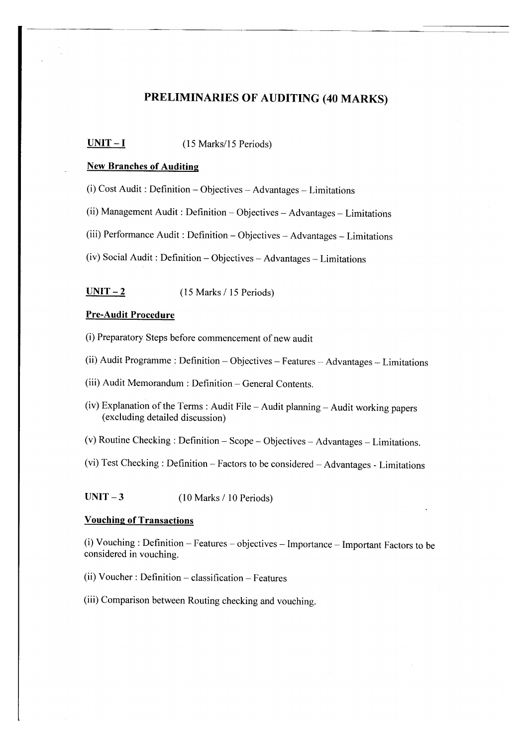# PRELIMINARIES OF AUDITING (40 MARKS)

**UNIT – I** (15 Marks/15 Periods)

**New Branches of Auditing**

(i) Cost Audit : Definition – Objectives – Advantages – Limitations

(ii) Management Audit : Definition – Objectives – Advantages – Limitations

(iii) Performance Audit : Definition – Objectives – Advantages – Limitations

(iv) Social Audit : Definition – Objectives – Advantages – Limitations

**UNIT – 2** (15 Marks / 15 Periods)

**Pre-Audit Procedure**

(i) Preparatory Steps before commencement of new audit

(ii) Audit Programme : Definition – Objectives – Features – Advantages – Limitations

(iii) Audit Memorandum : Definition – General Contents.

(iv) Explanation of the Terms : Audit File – Audit planning – Audit working papers (excluding detailed discussion)

(v) Routine Checking : Definition – Scope – Objectives – Advantages – Limitations.

(vi) Test Checking : Definition – Factors to be considered – Advantages - Limitations

**UNIT – 3** (10 Marks / 10 Periods)

**Vouching of Transactions**

(i) Vouching : Definition – Features – objectives – Importance – Important Factors to be considered in vouching.

(ii) Voucher : Definition – classification – Features

(iii) Comparison between Routing checking and vouching.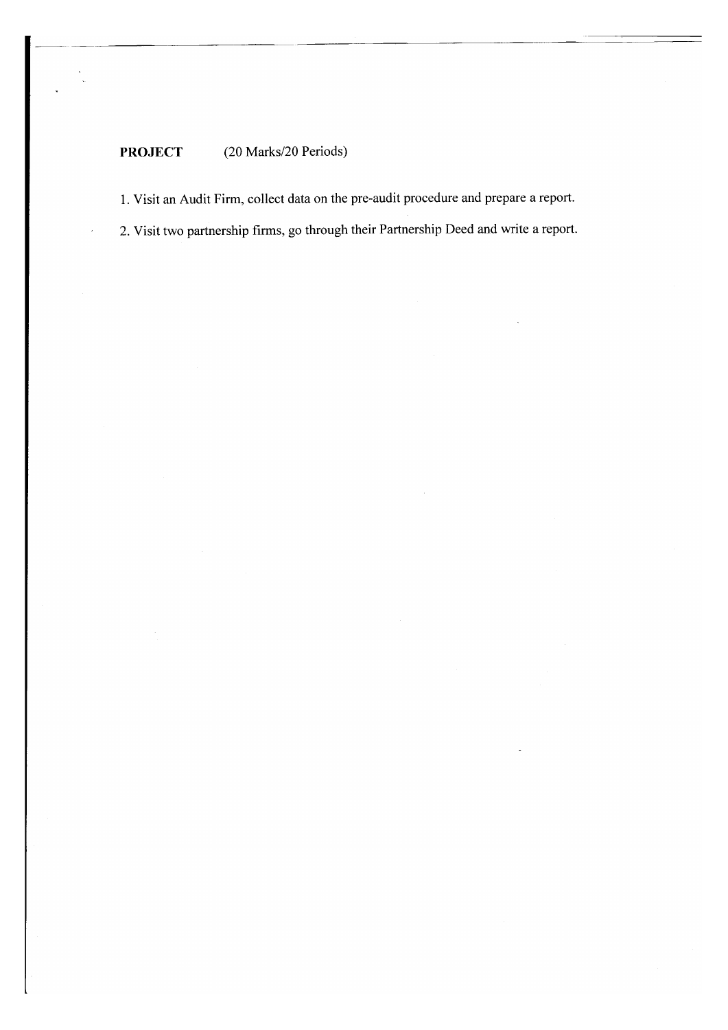**PROJECT** (20 Marks/20 Periods)

1. Visit an Audit Firm, collect data on the pre-audit procedure and prepare a report.
2. Visit two partnership firms, go through their Partnership Deed and write a report.